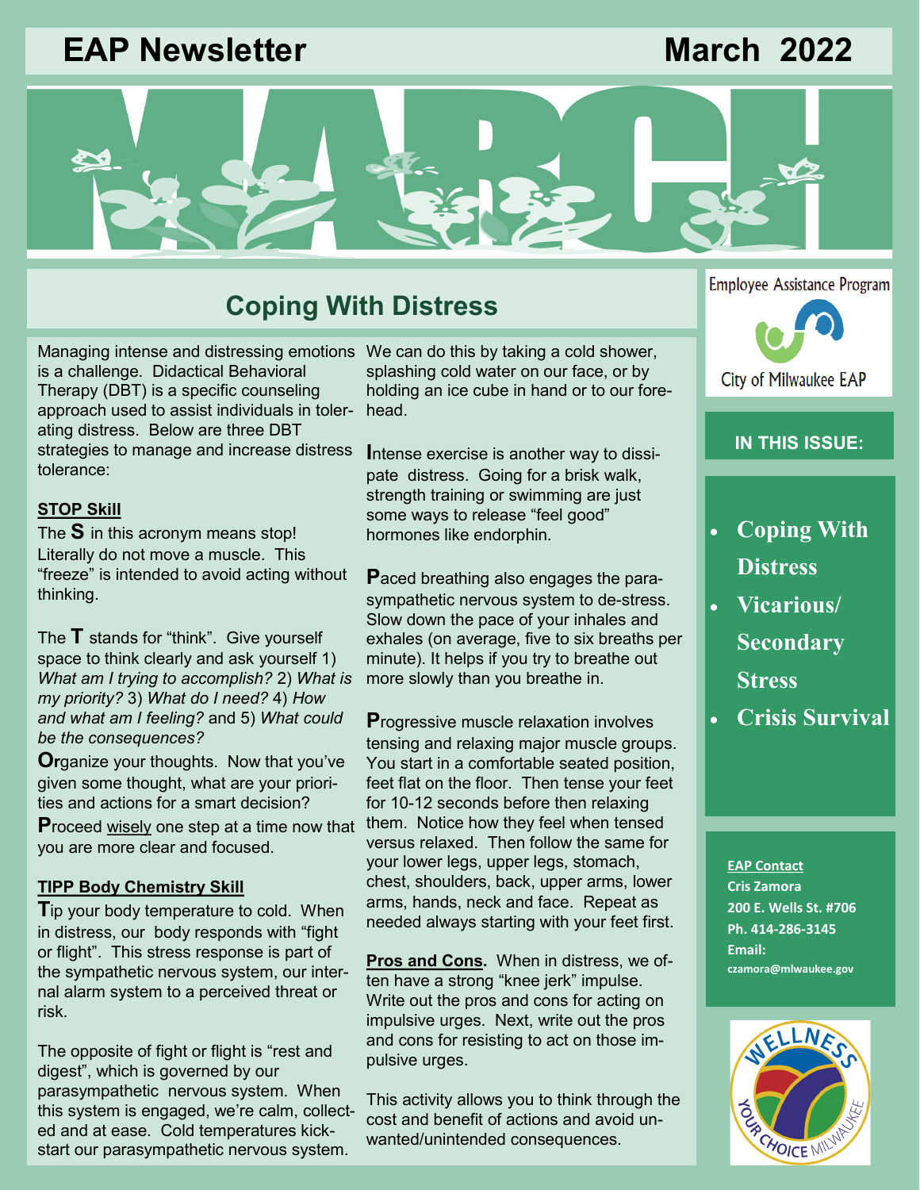# EAP Newsletter

**March 2022**

## Coping With Distress

Managing intense and distressing emotions is a challenge. Didactical Behavioral Therapy (DBT) is a specific counseling approach used to assist individuals in tolerating distress. Below are three DBT strategies to manage and increase distress tolerance:

**STOP Skill**

The **S** in this acronym means stop! Literally do not move a muscle. This "freeze" is intended to avoid acting without thinking.

The **T** stands for "think". Give yourself space to think clearly and ask yourself 1) *What am I trying to accomplish?* 2) *What is my priority?* 3) *What do I need?* 4) *How and what am I feeling?* and 5) *What could be the consequences?*

**O**rganize your thoughts. Now that you've given some thought, what are your priorities and actions for a smart decision?

**P**roceed wisely one step at a time now that you are more clear and focused.

**TIPP Body Chemistry Skill**

**T**ip your body temperature to cold. When in distress, our body responds with "fight or flight". This stress response is part of the sympathetic nervous system, our internal alarm system to a perceived threat or risk.

The opposite of fight or flight is "rest and digest", which is governed by our parasympathetic nervous system. When this system is engaged, we're calm, collected and at ease. Cold temperatures kick-start our parasympathetic nervous system. We can do this by taking a cold shower, splashing cold water on our face, or by holding an ice cube in hand or to our forehead.

**I**ntense exercise is another way to dissipate distress. Going for a brisk walk, strength training or swimming are just some ways to release "feel good" hormones like endorphin.

**P**aced breathing also engages the parasympathetic nervous system to de-stress. Slow down the pace of your inhales and exhales (on average, five to six breaths per minute). It helps if you try to breathe out more slowly than you breathe in.

**P**rogressive muscle relaxation involves tensing and relaxing major muscle groups. You start in a comfortable seated position, feet flat on the floor. Then tense your feet for 10-12 seconds before then relaxing them. Notice how they feel when tensed versus relaxed. Then follow the same for your lower legs, upper legs, stomach, chest, shoulders, back, upper arms, lower arms, hands, neck and face. Repeat as needed always starting with your feet first.

**Pros and Cons.** When in distress, we often have a strong "knee jerk" impulse. Write out the pros and cons for acting on impulsive urges. Next, write out the pros and cons for resisting to act on those impulsive urges.

This activity allows you to think through the cost and benefit of actions and avoid unwanted/unintended consequences.

---

Employee Assistance Program

City of Milwaukee EAP

**IN THIS ISSUE:**

- Coping With Distress
- Vicarious/ Secondary Stress
- Crisis Survival

**EAP Contact**
**Cris Zamora**
**200 E. Wells St. #706**
**Ph. 414-286-3145**
**Email:**
**czamora@milwaukee.gov**

WELLNESS YOUR CHOICE MILWAUKEE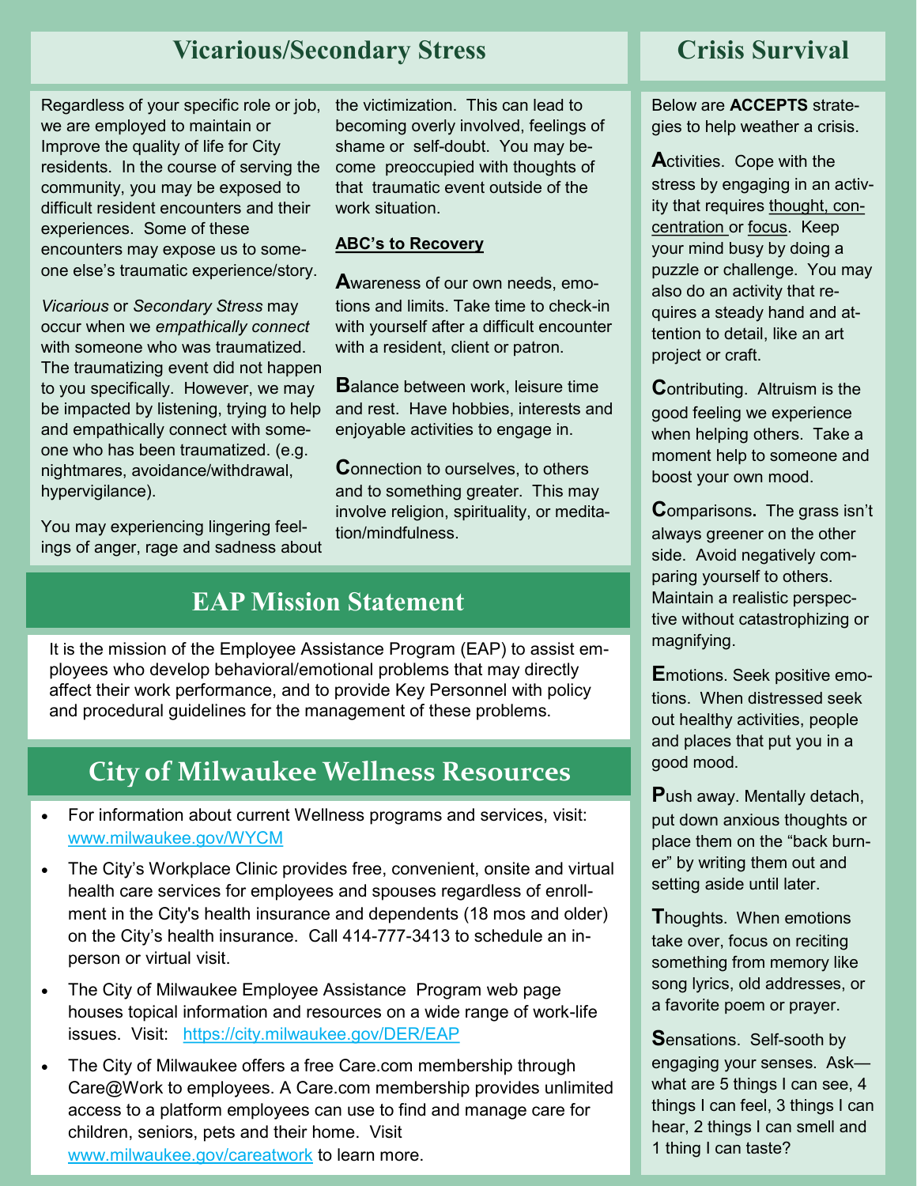## Vicarious/Secondary Stress

Regardless of your specific role or job, we are employed to maintain or Improve the quality of life for City residents. In the course of serving the community, you may be exposed to difficult resident encounters and their experiences. Some of these encounters may expose us to someone else's traumatic experience/story.

*Vicarious* or *Secondary Stress* may occur when we *empathically connect* with someone who was traumatized. The traumatizing event did not happen to you specifically. However, we may be impacted by listening, trying to help and empathically connect with someone who has been traumatized. (e.g. nightmares, avoidance/withdrawal, hypervigilance).

You may experiencing lingering feelings of anger, rage and sadness about the victimization. This can lead to becoming overly involved, feelings of shame or self-doubt. You may become preoccupied with thoughts of that traumatic event outside of the work situation.

**ABC's to Recovery**

**A**wareness of our own needs, emotions and limits. Take time to check-in with yourself after a difficult encounter with a resident, client or patron.

**B**alance between work, leisure time and rest. Have hobbies, interests and enjoyable activities to engage in.

**C**onnection to ourselves, to others and to something greater. This may involve religion, spirituality, or meditation/mindfulness.

## EAP Mission Statement

It is the mission of the Employee Assistance Program (EAP) to assist employees who develop behavioral/emotional problems that may directly affect their work performance, and to provide Key Personnel with policy and procedural guidelines for the management of these problems.

## City of Milwaukee Wellness Resources

- For information about current Wellness programs and services, visit: www.milwaukee.gov/WYCM
- The City's Workplace Clinic provides free, convenient, onsite and virtual health care services for employees and spouses regardless of enrollment in the City's health insurance and dependents (18 mos and older) on the City's health insurance. Call 414-777-3413 to schedule an in-person or virtual visit.
- The City of Milwaukee Employee Assistance Program web page houses topical information and resources on a wide range of work-life issues. Visit: https://city.milwaukee.gov/DER/EAP
- The City of Milwaukee offers a free Care.com membership through Care@Work to employees. A Care.com membership provides unlimited access to a platform employees can use to find and manage care for children, seniors, pets and their home. Visit www.milwaukee.gov/careatwork to learn more.

## Crisis Survival

Below are **ACCEPTS** strategies to help weather a crisis.

**A**ctivities. Cope with the stress by engaging in an activity that requires thought, concentration or focus. Keep your mind busy by doing a puzzle or challenge. You may also do an activity that requires a steady hand and attention to detail, like an art project or craft.

**C**ontributing. Altruism is the good feeling we experience when helping others. Take a moment help to someone and boost your own mood.

**C**omparisons**.** The grass isn't always greener on the other side. Avoid negatively comparing yourself to others. Maintain a realistic perspective without catastrophizing or magnifying.

**E**motions. Seek positive emotions. When distressed seek out healthy activities, people and places that put you in a good mood.

**P**ush away. Mentally detach, put down anxious thoughts or place them on the "back burner" by writing them out and setting aside until later.

**T**houghts. When emotions take over, focus on reciting something from memory like song lyrics, old addresses, or a favorite poem or prayer.

**S**ensations. Self-sooth by engaging your senses. Ask—what are 5 things I can see, 4 things I can feel, 3 things I can hear, 2 things I can smell and 1 thing I can taste?